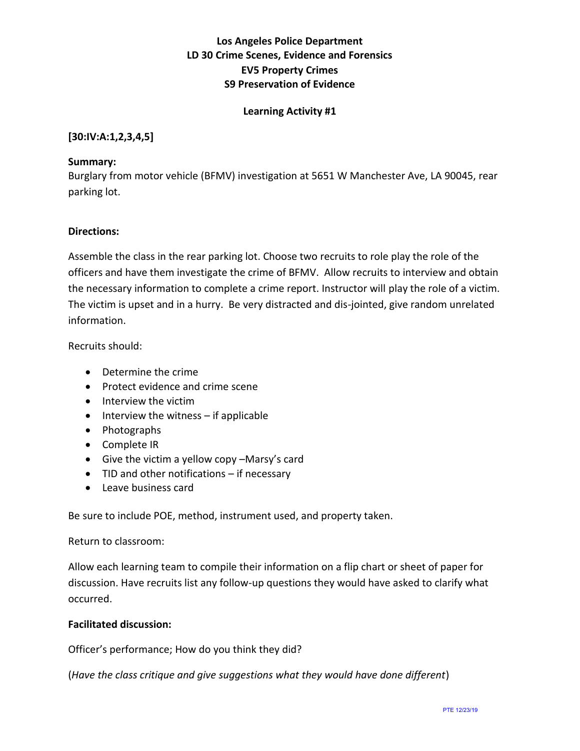# Los Angeles Police Department
## LD 30 Crime Scenes, Evidence and Forensics
## EV5 Property Crimes
## S9 Preservation of Evidence

**Learning Activity #1**

**[30:IV:A:1,2,3,4,5]**

**Summary:**
Burglary from motor vehicle (BFMV) investigation at 5651 W Manchester Ave, LA 90045, rear parking lot.

**Directions:**

Assemble the class in the rear parking lot. Choose two recruits to role play the role of the officers and have them investigate the crime of BFMV. Allow recruits to interview and obtain the necessary information to complete a crime report. Instructor will play the role of a victim. The victim is upset and in a hurry. Be very distracted and dis-jointed, give random unrelated information.

Recruits should:

- Determine the crime
- Protect evidence and crime scene
- Interview the victim
- Interview the witness – if applicable
- Photographs
- Complete IR
- Give the victim a yellow copy –Marsy's card
- TID and other notifications – if necessary
- Leave business card

Be sure to include POE, method, instrument used, and property taken.

Return to classroom:

Allow each learning team to compile their information on a flip chart or sheet of paper for discussion. Have recruits list any follow-up questions they would have asked to clarify what occurred.

**Facilitated discussion:**

Officer's performance; How do you think they did?

(*Have the class critique and give suggestions what they would have done different*)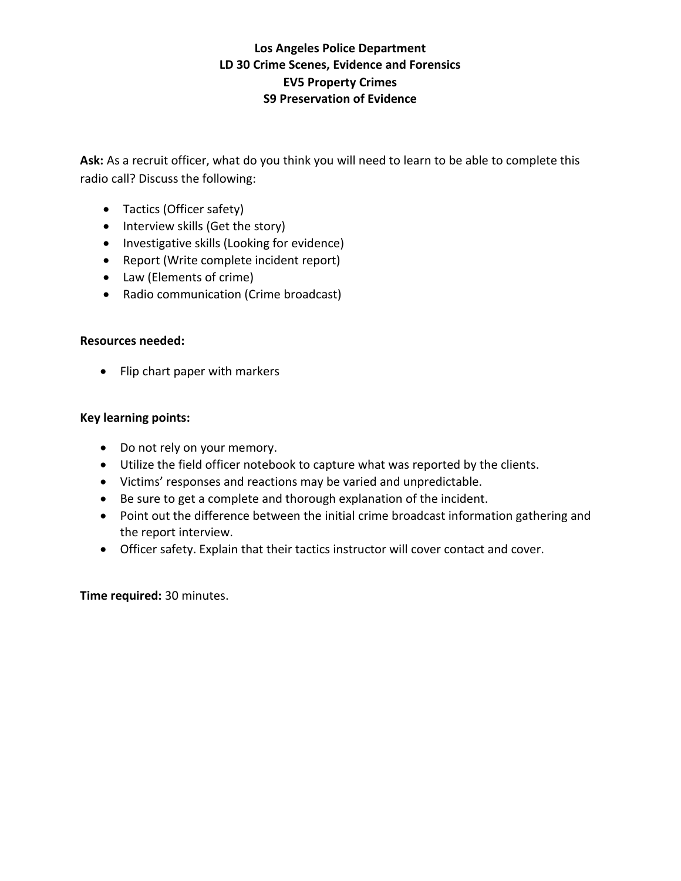**Los Angeles Police Department**
**LD 30 Crime Scenes, Evidence and Forensics**
**EV5 Property Crimes**
**S9 Preservation of Evidence**

**Ask:** As a recruit officer, what do you think you will need to learn to be able to complete this radio call? Discuss the following:

- Tactics (Officer safety)
- Interview skills (Get the story)
- Investigative skills (Looking for evidence)
- Report (Write complete incident report)
- Law (Elements of crime)
- Radio communication (Crime broadcast)

**Resources needed:**

- Flip chart paper with markers

**Key learning points:**

- Do not rely on your memory.
- Utilize the field officer notebook to capture what was reported by the clients.
- Victims' responses and reactions may be varied and unpredictable.
- Be sure to get a complete and thorough explanation of the incident.
- Point out the difference between the initial crime broadcast information gathering and the report interview.
- Officer safety. Explain that their tactics instructor will cover contact and cover.

**Time required:** 30 minutes.